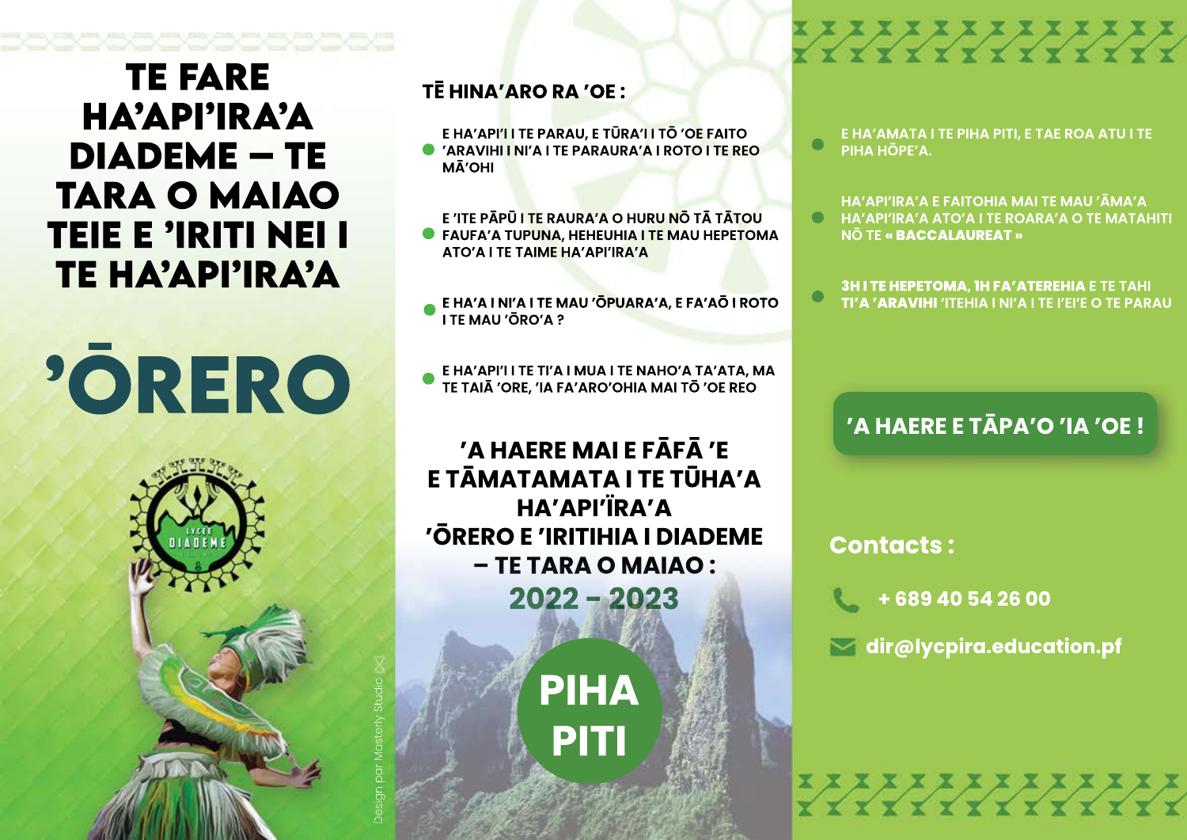# TE FARE HA'API'IRA'A DIADEME – TE TARA O MAIAO TEIE E 'IRITI NEI I TE HA'API'IRA'A

# 'ŌRERO

## TĒ HINA'ARO RA 'OE :

- E HA'API'I I TE PARAU, E TŪRA'I I TŌ 'OE FAITO 'ARAVIHI I NI'A I TE PARAURA'A I ROTO I TE REO MĀ'OHI
- E 'ITE PĀPŪ I TE RAURA'A O HURU NŌ TĀ TĀTOU FAUFA'A TUPUNA, HEHEUHIA I TE MAU HEPETOMA ATO'A I TE TAIME HA'API'IRA'A
- E HA'A I NI'A I TE MAU 'ŌPUARA'A, E FA'AŌ I ROTO I TE MAU 'ŌRO'A ?
- E HA'API'I I TE TI'A I MUA I TE NAHO'A TA'ATA, MA TE TAIĀ 'ORE, 'IA FA'ARO'OHIA MAI TŌ 'OE REO

## 'A HAERE MAI E FĀFĀ 'E E TĀMATAMATA I TE TŪHA'A HA'API'ÏRA'A 'ŌRERO E 'IRITIHIA I DIADEME – TE TARA O MAIAO : 2022 – 2023

## PIHA PITI

- E HA'AMATA I TE PIHA PITI, E TAE ROA ATU I TE PIHA HŌPE'A.
- HA'API'IRA'A E FAITOHIA MAI TE MAU 'ĀMA'A HA'API'IRA'A ATO'A I TE ROARA'A O TE MATAHITI NŌ TE **« BACCALAUREAT »**
- **3H I TE HEPETOMA, 1H FA'ATEREHIA** E TE TAHI **TI'A 'ARAVIHI** 'ITEHIA I NI'A I TE I'EI'E O TE PARAU

**'A HAERE E TĀPA'O 'IA 'OE !**

## Contacts :

+ 689 40 54 26 00

dir@lycpira.education.pf

Design par Masterly Studio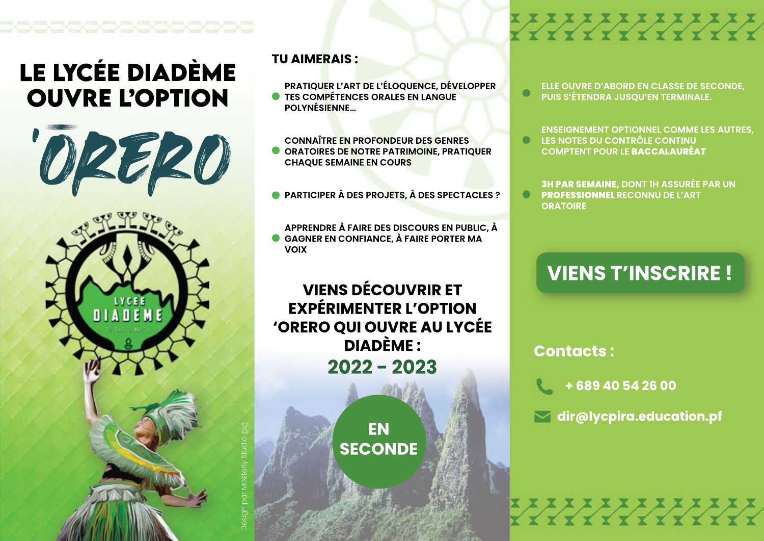# LE LYCÉE DIADÈME OUVRE L'OPTION

# 'ŌRERO

LYCEE DIADEME

## TU AIMERAIS :

- PRATIQUER L'ART DE L'ÉLOQUENCE, DÉVELOPPER TES COMPÉTENCES ORALES EN LANGUE POLYNÉSIENNE...
- CONNAÎTRE EN PROFONDEUR DES GENRES ORATOIRES DE NOTRE PATRIMOINE, PRATIQUER CHAQUE SEMAINE EN COURS
- PARTICIPER À DES PROJETS, À DES SPECTACLES ?
- APPRENDRE À FAIRE DES DISCOURS EN PUBLIC, À GAGNER EN CONFIANCE, À FAIRE PORTER MA VOIX

## VIENS DÉCOUVRIR ET EXPÉRIMENTER L'OPTION 'ORERO QUI OUVRE AU LYCÉE DIADÈME :

## 2022 - 2023

**EN SECONDE**

- ELLE OUVRE D'ABORD EN CLASSE DE SECONDE, PUIS S'ÉTENDRA JUSQU'EN TERMINALE.
- ENSEIGNEMENT OPTIONNEL COMME LES AUTRES, LES NOTES DU CONTRÔLE CONTINU COMPTENT POUR LE **BACCALAURÉAT**
- **3H PAR SEMAINE,** DONT 1H ASSURÉE PAR UN **PROFESSIONNEL** RECONNU DE L'ART ORATOIRE

## VIENS T'INSCRIRE !

### Contacts :

+ 689 40 54 26 00

dir@lycpira.education.pf

Design par Masterly Studio